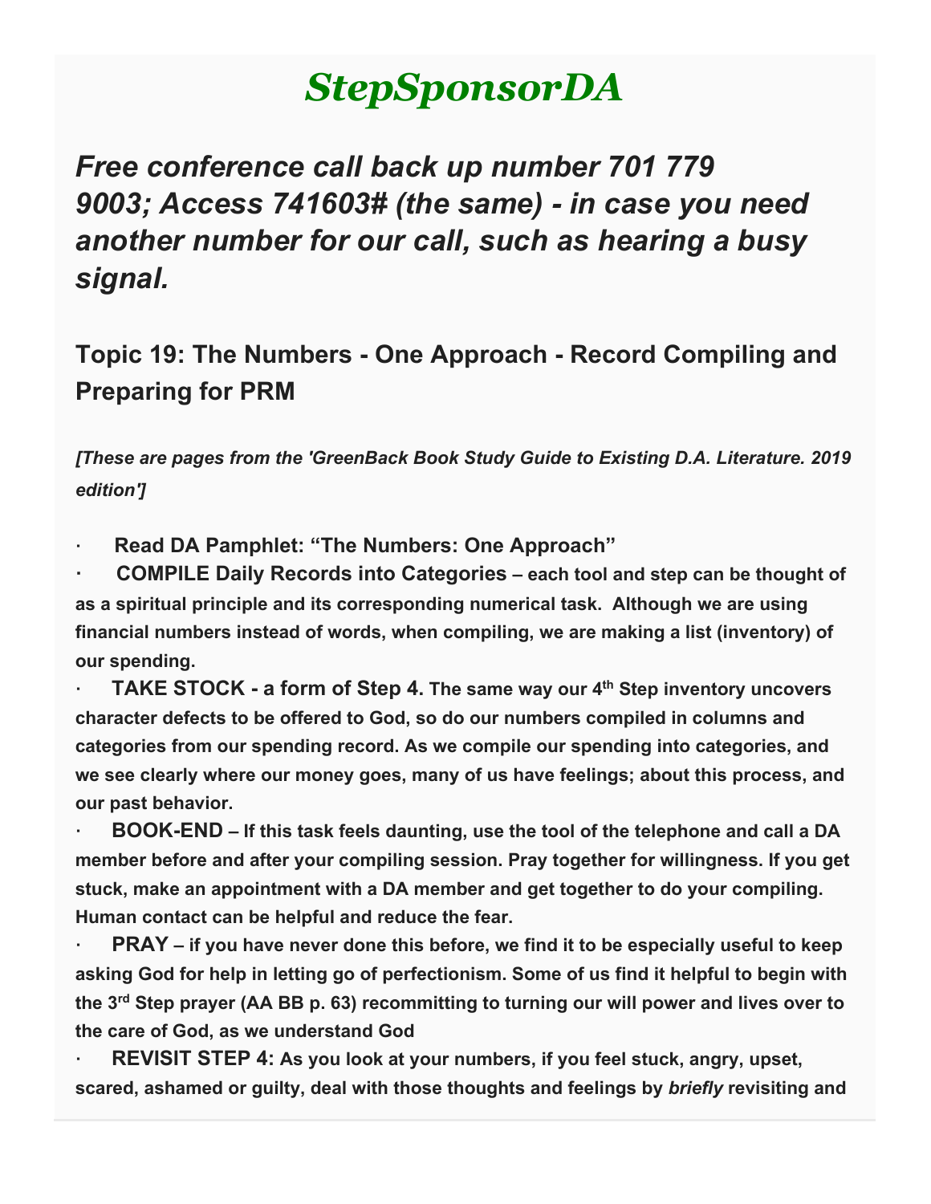# *StepSponsorDA*

## *Free conference call back up number 701 779 9003; Access 741603# (the same) - in case you need another number for our call, such as hearing a busy signal.*

### Topic 19: The Numbers - One Approach - Record Compiling and Preparing for PRM

***[These are pages from the 'GreenBack Book Study Guide to Existing D.A. Literature. 2019 edition']***

- **Read DA Pamphlet: "The Numbers: One Approach"**
- **COMPILE Daily Records into Categories – each tool and step can be thought of as a spiritual principle and its corresponding numerical task. Although we are using financial numbers instead of words, when compiling, we are making a list (inventory) of our spending.**
- **TAKE STOCK - a form of Step 4. The same way our 4th Step inventory uncovers character defects to be offered to God, so do our numbers compiled in columns and categories from our spending record. As we compile our spending into categories, and we see clearly where our money goes, many of us have feelings; about this process, and our past behavior.**
- **BOOK-END – If this task feels daunting, use the tool of the telephone and call a DA member before and after your compiling session. Pray together for willingness. If you get stuck, make an appointment with a DA member and get together to do your compiling. Human contact can be helpful and reduce the fear.**
- **PRAY – if you have never done this before, we find it to be especially useful to keep asking God for help in letting go of perfectionism. Some of us find it helpful to begin with the 3rd Step prayer (AA BB p. 63) recommitting to turning our will power and lives over to the care of God, as we understand God**
- **REVISIT STEP 4: As you look at your numbers, if you feel stuck, angry, upset, scared, ashamed or guilty, deal with those thoughts and feelings by *briefly* revisiting and**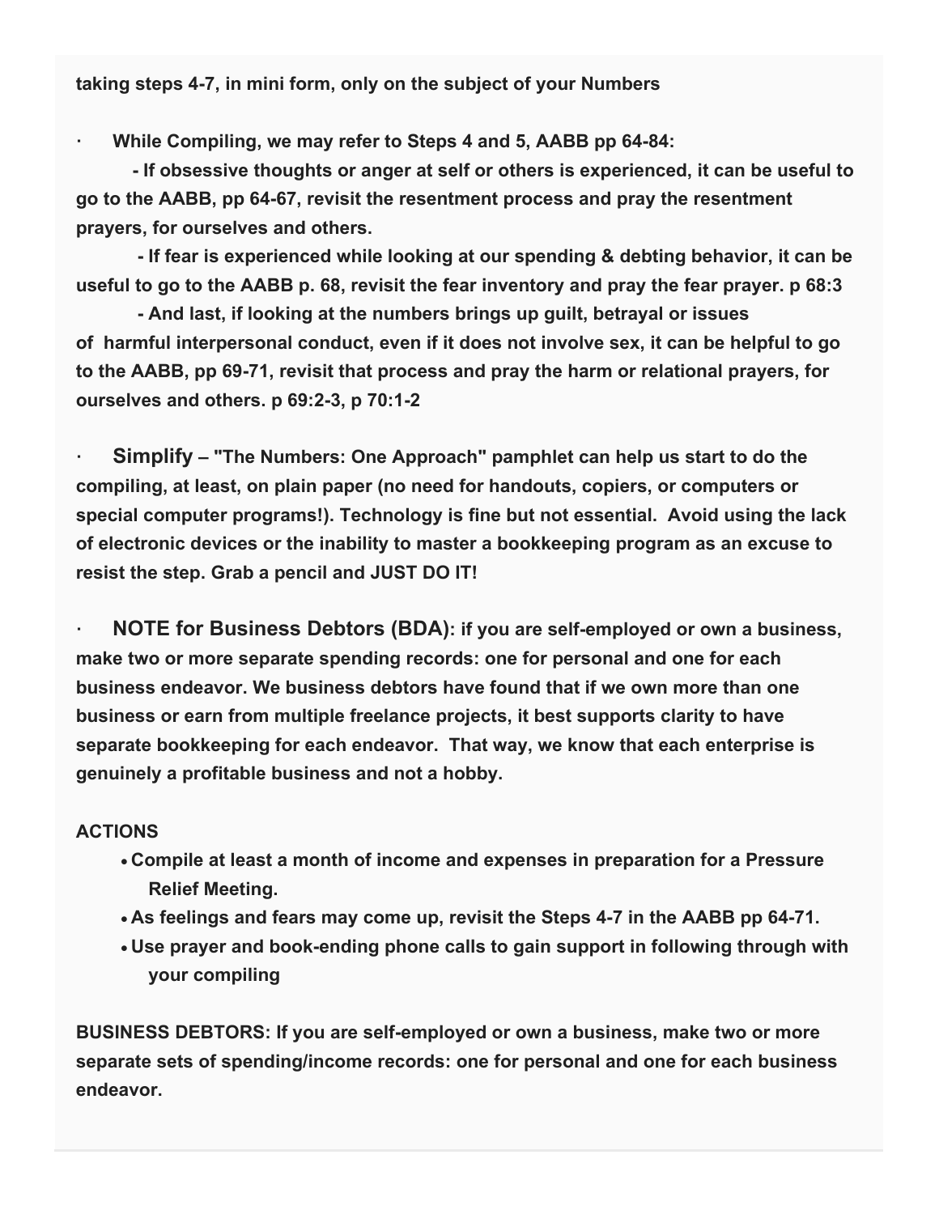**taking steps 4-7, in mini form, only on the subject of your Numbers**

- **While Compiling, we may refer to Steps 4 and 5, AABB pp 64-84:**

  **- If obsessive thoughts or anger at self or others is experienced, it can be useful to go to the AABB, pp 64-67, revisit the resentment process and pray the resentment prayers, for ourselves and others.**

  **- If fear is experienced while looking at our spending & debting behavior, it can be useful to go to the AABB p. 68, revisit the fear inventory and pray the fear prayer. p 68:3**

  **- And last, if looking at the numbers brings up guilt, betrayal or issues of harmful interpersonal conduct, even if it does not involve sex, it can be helpful to go to the AABB, pp 69-71, revisit that process and pray the harm or relational prayers, for ourselves and others. p 69:2-3, p 70:1-2**

- **Simplify – "The Numbers: One Approach" pamphlet can help us start to do the compiling, at least, on plain paper (no need for handouts, copiers, or computers or special computer programs!). Technology is fine but not essential. Avoid using the lack of electronic devices or the inability to master a bookkeeping program as an excuse to resist the step. Grab a pencil and JUST DO IT!**

- **NOTE for Business Debtors (BDA): if you are self-employed or own a business, make two or more separate spending records: one for personal and one for each business endeavor. We business debtors have found that if we own more than one business or earn from multiple freelance projects, it best supports clarity to have separate bookkeeping for each endeavor. That way, we know that each enterprise is genuinely a profitable business and not a hobby.**

**ACTIONS**

- **Compile at least a month of income and expenses in preparation for a Pressure Relief Meeting.**
- **As feelings and fears may come up, revisit the Steps 4-7 in the AABB pp 64-71.**
- **Use prayer and book-ending phone calls to gain support in following through with your compiling**

**BUSINESS DEBTORS: If you are self-employed or own a business, make two or more separate sets of spending/income records: one for personal and one for each business endeavor.**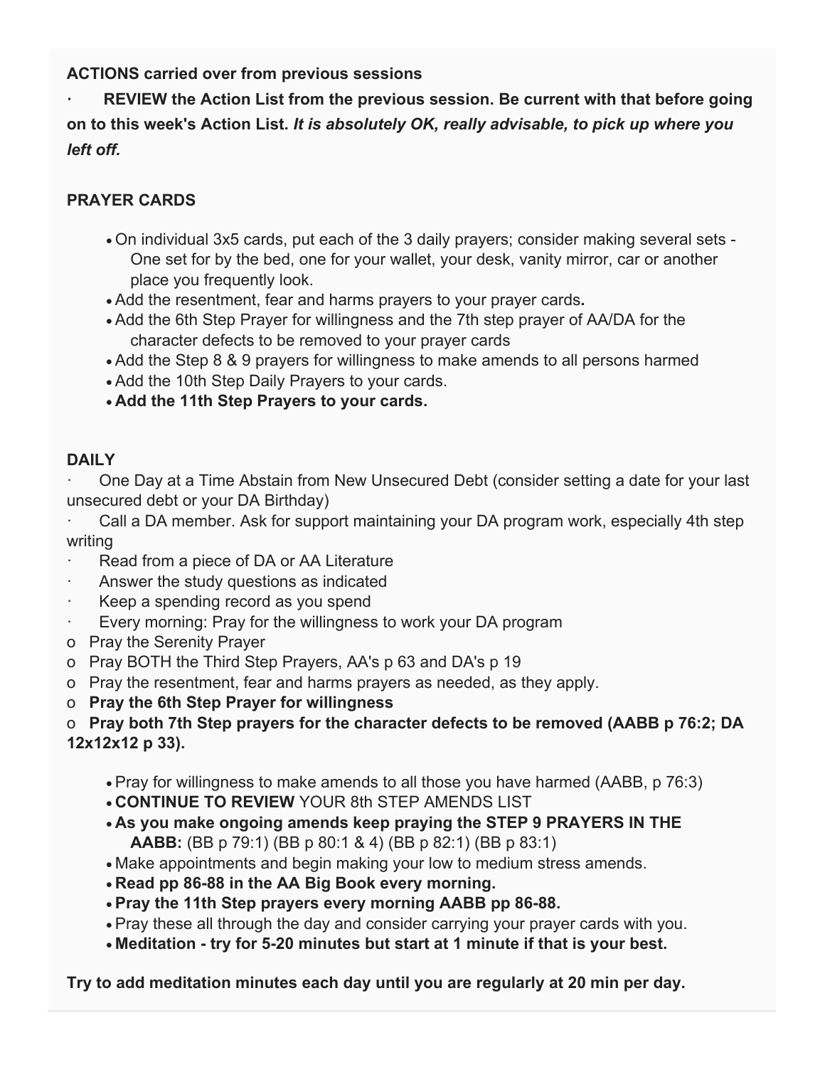**ACTIONS carried over from previous sessions**

· **REVIEW the Action List from the previous session. Be current with that before going on to this week's Action List.** ***It is absolutely OK, really advisable, to pick up where you left off.***

**PRAYER CARDS**

- On individual 3x5 cards, put each of the 3 daily prayers; consider making several sets - One set for by the bed, one for your wallet, your desk, vanity mirror, car or another place you frequently look.
- Add the resentment, fear and harms prayers to your prayer cards**.**
- Add the 6th Step Prayer for willingness and the 7th step prayer of AA/DA for the character defects to be removed to your prayer cards
- Add the Step 8 & 9 prayers for willingness to make amends to all persons harmed
- Add the 10th Step Daily Prayers to your cards.
- **Add the 11th Step Prayers to your cards.**

**DAILY**

· One Day at a Time Abstain from New Unsecured Debt (consider setting a date for your last unsecured debt or your DA Birthday)

· Call a DA member. Ask for support maintaining your DA program work, especially 4th step writing

· Read from a piece of DA or AA Literature

· Answer the study questions as indicated

· Keep a spending record as you spend

· Every morning: Pray for the willingness to work your DA program

o Pray the Serenity Prayer

o Pray BOTH the Third Step Prayers, AA's p 63 and DA's p 19

o Pray the resentment, fear and harms prayers as needed, as they apply.

o **Pray the 6th Step Prayer for willingness**

o **Pray both 7th Step prayers for the character defects to be removed (AABB p 76:2; DA 12x12x12 p 33).**

- Pray for willingness to make amends to all those you have harmed (AABB, p 76:3)
- **CONTINUE TO REVIEW** YOUR 8th STEP AMENDS LIST
- **As you make ongoing amends keep praying the STEP 9 PRAYERS IN THE AABB:** (BB p 79:1) (BB p 80:1 & 4) (BB p 82:1) (BB p 83:1)
- Make appointments and begin making your low to medium stress amends.
- **Read pp 86-88 in the AA Big Book every morning.**
- **Pray the 11th Step prayers every morning AABB pp 86-88.**
- Pray these all through the day and consider carrying your prayer cards with you.
- **Meditation - try for 5-20 minutes but start at 1 minute if that is your best.**

**Try to add meditation minutes each day until you are regularly at 20 min per day.**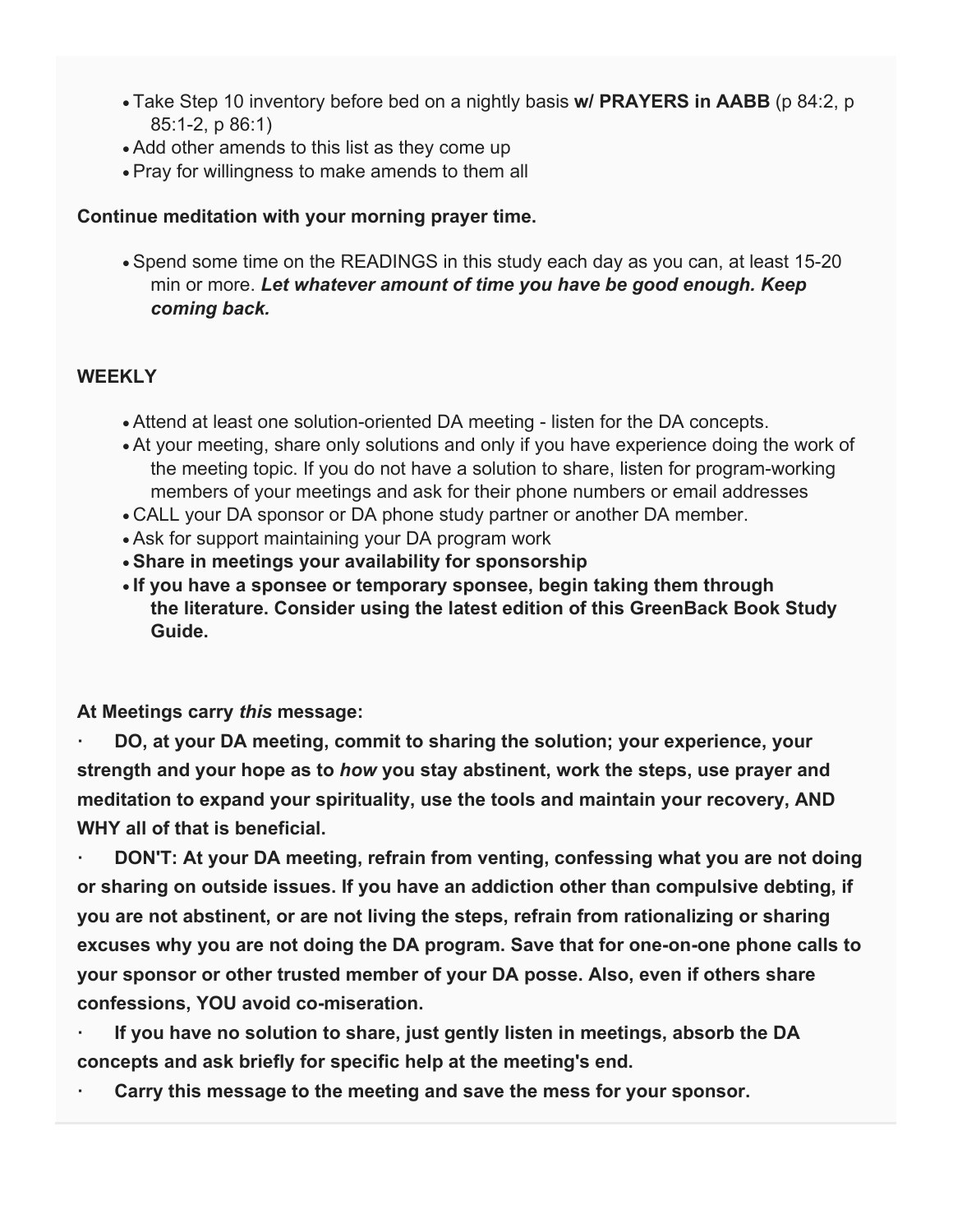- Take Step 10 inventory before bed on a nightly basis **w/ PRAYERS in AABB** (p 84:2, p 85:1-2, p 86:1)
- Add other amends to this list as they come up
- Pray for willingness to make amends to them all

**Continue meditation with your morning prayer time.**

- Spend some time on the READINGS in this study each day as you can, at least 15-20 min or more. ***Let whatever amount of time you have be good enough. Keep coming back.***

**WEEKLY**

- Attend at least one solution-oriented DA meeting - listen for the DA concepts.
- At your meeting, share only solutions and only if you have experience doing the work of the meeting topic. If you do not have a solution to share, listen for program-working members of your meetings and ask for their phone numbers or email addresses
- CALL your DA sponsor or DA phone study partner or another DA member.
- Ask for support maintaining your DA program work
- **Share in meetings your availability for sponsorship**
- **If you have a sponsee or temporary sponsee, begin taking them through the literature. Consider using the latest edition of this GreenBack Book Study Guide.**

**At Meetings carry *this* message:**

· **DO, at your DA meeting, commit to sharing the solution; your experience, your strength and your hope as to *how* you stay abstinent, work the steps, use prayer and meditation to expand your spirituality, use the tools and maintain your recovery, AND WHY all of that is beneficial.**

· **DON'T: At your DA meeting, refrain from venting, confessing what you are not doing or sharing on outside issues. If you have an addiction other than compulsive debting, if you are not abstinent, or are not living the steps, refrain from rationalizing or sharing excuses why you are not doing the DA program. Save that for one-on-one phone calls to your sponsor or other trusted member of your DA posse. Also, even if others share confessions, YOU avoid co-miseration.**

· **If you have no solution to share, just gently listen in meetings, absorb the DA concepts and ask briefly for specific help at the meeting's end.**

· **Carry this message to the meeting and save the mess for your sponsor.**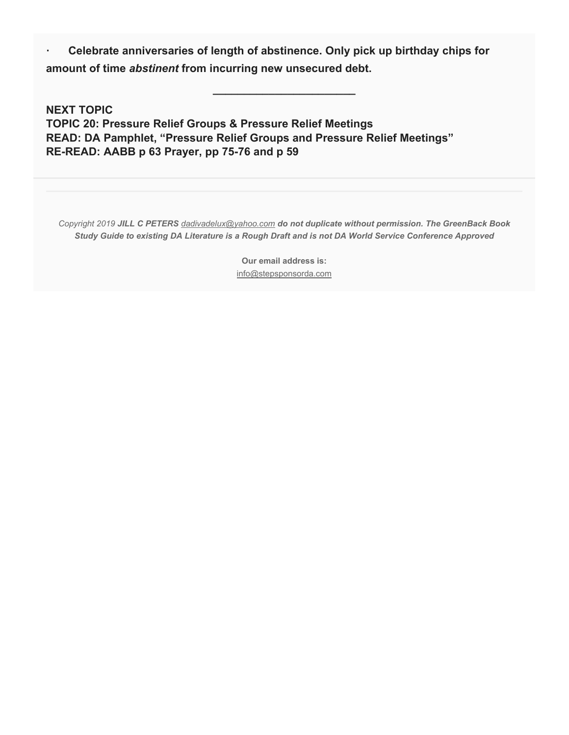- **Celebrate anniversaries of length of abstinence. Only pick up birthday chips for amount of time *abstinent* from incurring new unsecured debt.**

---

**NEXT TOPIC**
**TOPIC 20: Pressure Relief Groups & Pressure Relief Meetings**
**READ: DA Pamphlet, "Pressure Relief Groups and Pressure Relief Meetings"**
**RE-READ: AABB p 63 Prayer, pp 75-76 and p 59**

---

*Copyright 2019* ***JILL C PETERS*** *dadivadelux@yahoo.com* ***do not duplicate without permission. The GreenBack Book Study Guide to existing DA Literature is a Rough Draft and is not DA World Service Conference Approved***

**Our email address is:**
info@stepsponsorda.com